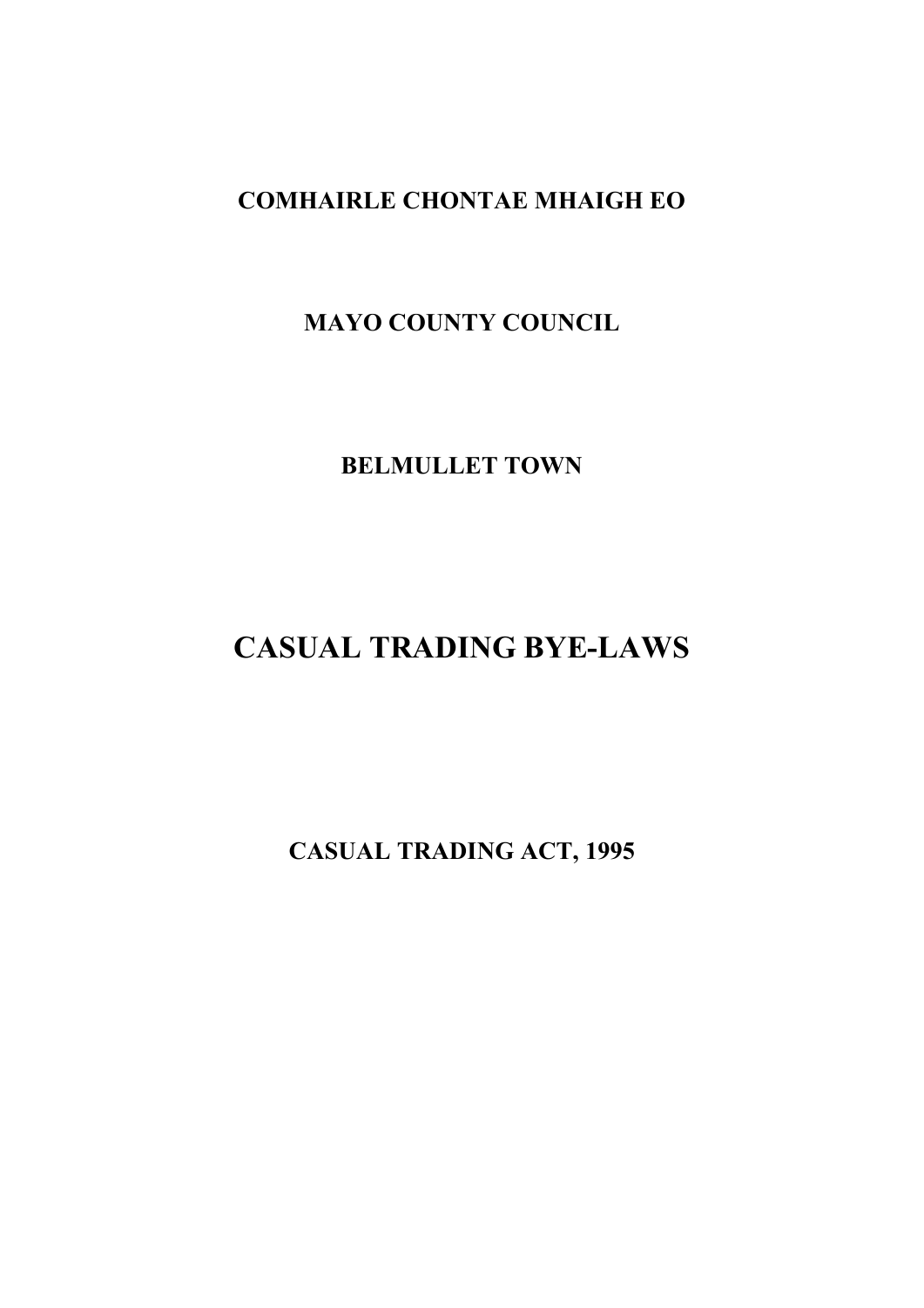**COMHAIRLE CHONTAE MHAIGH EO**

**MAYO COUNTY COUNCIL**

**BELMULLET TOWN**

# CASUAL TRADING BYE-LAWS

**CASUAL TRADING ACT, 1995**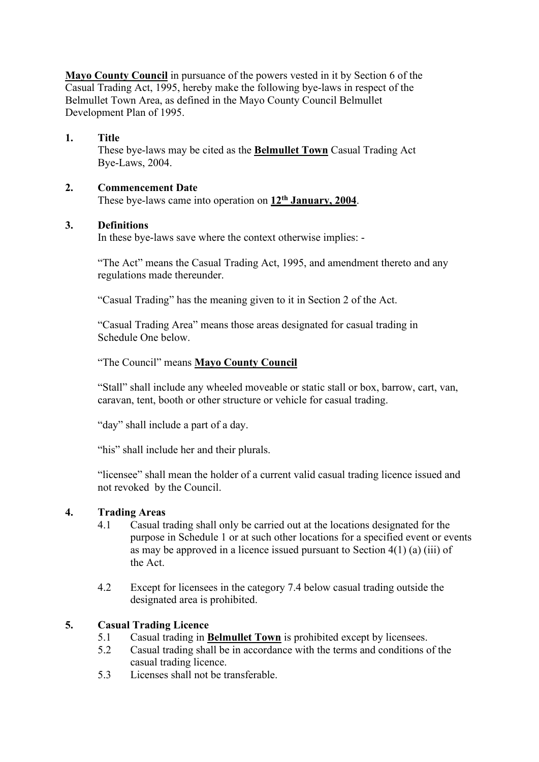**Mayo County Council** in pursuance of the powers vested in it by Section 6 of the Casual Trading Act, 1995, hereby make the following bye-laws in respect of the Belmullet Town Area, as defined in the Mayo County Council Belmullet Development Plan of 1995.

**1. Title**

These bye-laws may be cited as the **Belmullet Town** Casual Trading Act Bye-Laws, 2004.

**2. Commencement Date**

These bye-laws came into operation on **12th January, 2004**.

**3. Definitions**

In these bye-laws save where the context otherwise implies: -

"The Act" means the Casual Trading Act, 1995, and amendment thereto and any regulations made thereunder.

"Casual Trading" has the meaning given to it in Section 2 of the Act.

"Casual Trading Area" means those areas designated for casual trading in Schedule One below.

"The Council" means **Mayo County Council**

"Stall" shall include any wheeled moveable or static stall or box, barrow, cart, van, caravan, tent, booth or other structure or vehicle for casual trading.

"day" shall include a part of a day.

"his" shall include her and their plurals.

"licensee" shall mean the holder of a current valid casual trading licence issued and not revoked by the Council.

**4. Trading Areas**

4.1 Casual trading shall only be carried out at the locations designated for the purpose in Schedule 1 or at such other locations for a specified event or events as may be approved in a licence issued pursuant to Section 4(1) (a) (iii) of the Act.

4.2 Except for licensees in the category 7.4 below casual trading outside the designated area is prohibited.

**5. Casual Trading Licence**

5.1 Casual trading in **Belmullet Town** is prohibited except by licensees.

5.2 Casual trading shall be in accordance with the terms and conditions of the casual trading licence.

5.3 Licenses shall not be transferable.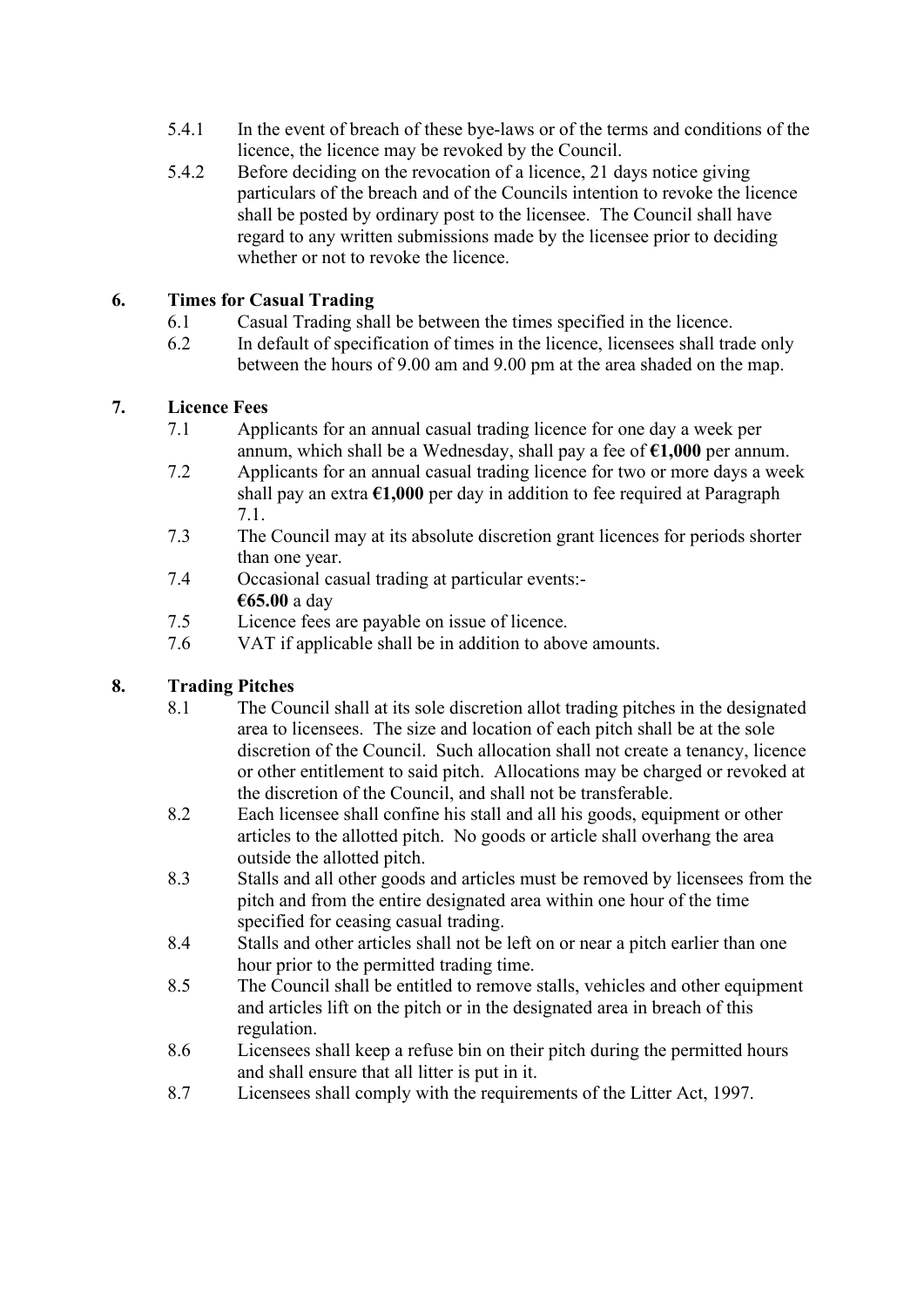5.4.1 In the event of breach of these bye-laws or of the terms and conditions of the licence, the licence may be revoked by the Council.

5.4.2 Before deciding on the revocation of a licence, 21 days notice giving particulars of the breach and of the Councils intention to revoke the licence shall be posted by ordinary post to the licensee. The Council shall have regard to any written submissions made by the licensee prior to deciding whether or not to revoke the licence.

## 6. Times for Casual Trading

6.1 Casual Trading shall be between the times specified in the licence.

6.2 In default of specification of times in the licence, licensees shall trade only between the hours of 9.00 am and 9.00 pm at the area shaded on the map.

## 7. Licence Fees

7.1 Applicants for an annual casual trading licence for one day a week per annum, which shall be a Wednesday, shall pay a fee of **€1,000** per annum.

7.2 Applicants for an annual casual trading licence for two or more days a week shall pay an extra **€1,000** per day in addition to fee required at Paragraph 7.1.

7.3 The Council may at its absolute discretion grant licences for periods shorter than one year.

7.4 Occasional casual trading at particular events:-
**€65.00** a day

7.5 Licence fees are payable on issue of licence.

7.6 VAT if applicable shall be in addition to above amounts.

## 8. Trading Pitches

8.1 The Council shall at its sole discretion allot trading pitches in the designated area to licensees. The size and location of each pitch shall be at the sole discretion of the Council. Such allocation shall not create a tenancy, licence or other entitlement to said pitch. Allocations may be charged or revoked at the discretion of the Council, and shall not be transferable.

8.2 Each licensee shall confine his stall and all his goods, equipment or other articles to the allotted pitch. No goods or article shall overhang the area outside the allotted pitch.

8.3 Stalls and all other goods and articles must be removed by licensees from the pitch and from the entire designated area within one hour of the time specified for ceasing casual trading.

8.4 Stalls and other articles shall not be left on or near a pitch earlier than one hour prior to the permitted trading time.

8.5 The Council shall be entitled to remove stalls, vehicles and other equipment and articles lift on the pitch or in the designated area in breach of this regulation.

8.6 Licensees shall keep a refuse bin on their pitch during the permitted hours and shall ensure that all litter is put in it.

8.7 Licensees shall comply with the requirements of the Litter Act, 1997.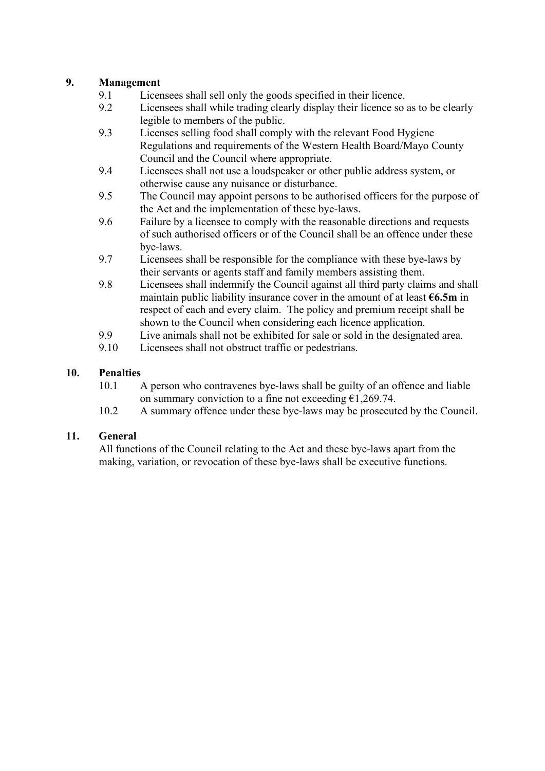## 9. Management

9.1 Licensees shall sell only the goods specified in their licence.

9.2 Licensees shall while trading clearly display their licence so as to be clearly legible to members of the public.

9.3 Licenses selling food shall comply with the relevant Food Hygiene Regulations and requirements of the Western Health Board/Mayo County Council and the Council where appropriate.

9.4 Licensees shall not use a loudspeaker or other public address system, or otherwise cause any nuisance or disturbance.

9.5 The Council may appoint persons to be authorised officers for the purpose of the Act and the implementation of these bye-laws.

9.6 Failure by a licensee to comply with the reasonable directions and requests of such authorised officers or of the Council shall be an offence under these bye-laws.

9.7 Licensees shall be responsible for the compliance with these bye-laws by their servants or agents staff and family members assisting them.

9.8 Licensees shall indemnify the Council against all third party claims and shall maintain public liability insurance cover in the amount of at least **€6.5m** in respect of each and every claim. The policy and premium receipt shall be shown to the Council when considering each licence application.

9.9 Live animals shall not be exhibited for sale or sold in the designated area.

9.10 Licensees shall not obstruct traffic or pedestrians.

## 10. Penalties

10.1 A person who contravenes bye-laws shall be guilty of an offence and liable on summary conviction to a fine not exceeding €1,269.74.

10.2 A summary offence under these bye-laws may be prosecuted by the Council.

## 11. General

All functions of the Council relating to the Act and these bye-laws apart from the making, variation, or revocation of these bye-laws shall be executive functions.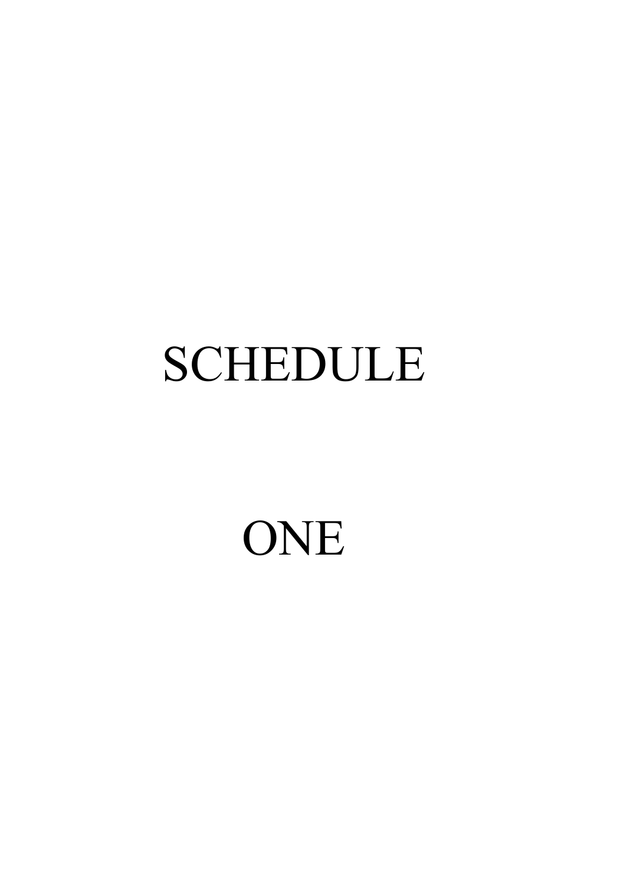# SCHEDULE

# ONE